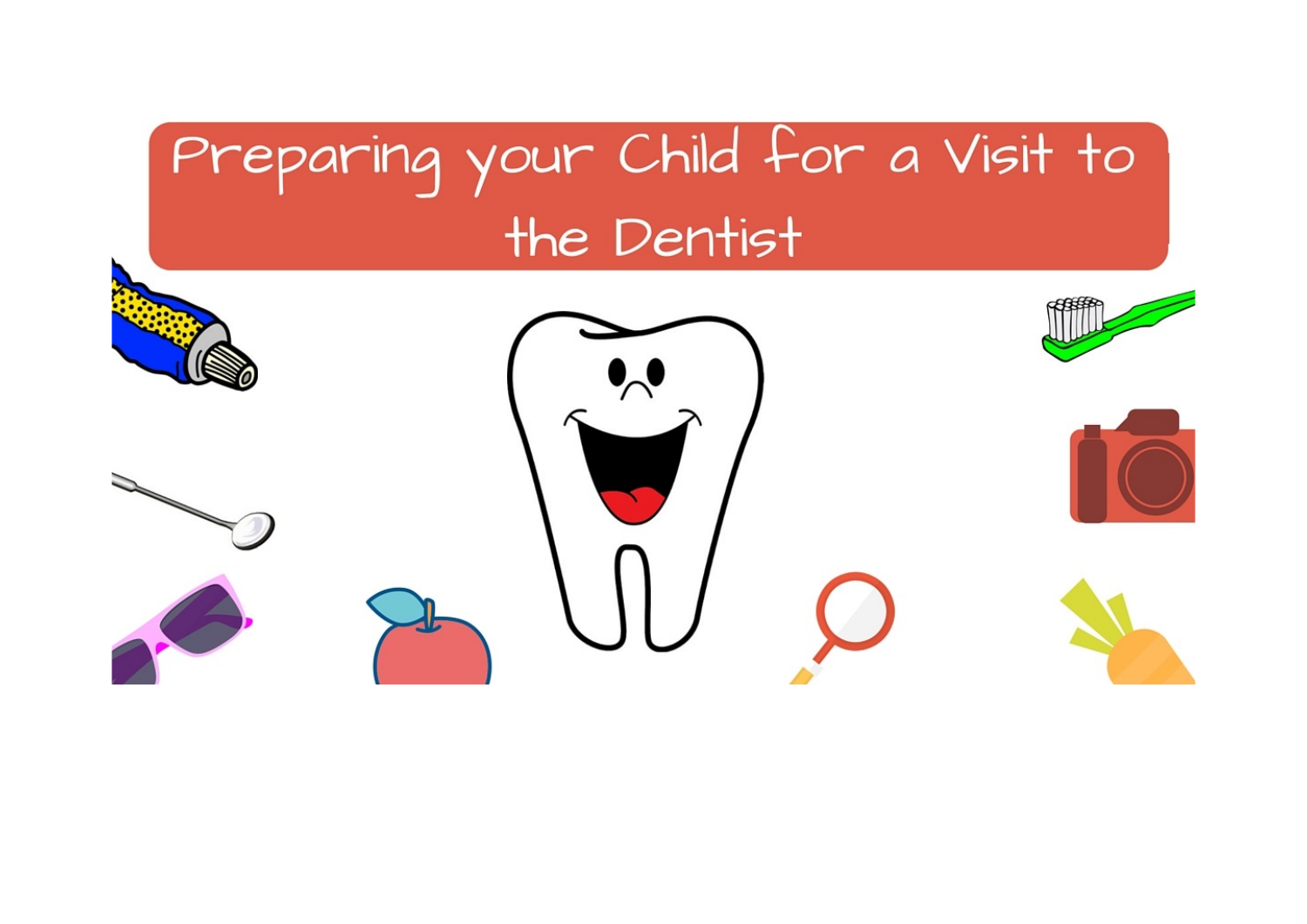# Preparing your Child for a Visit to the Dentist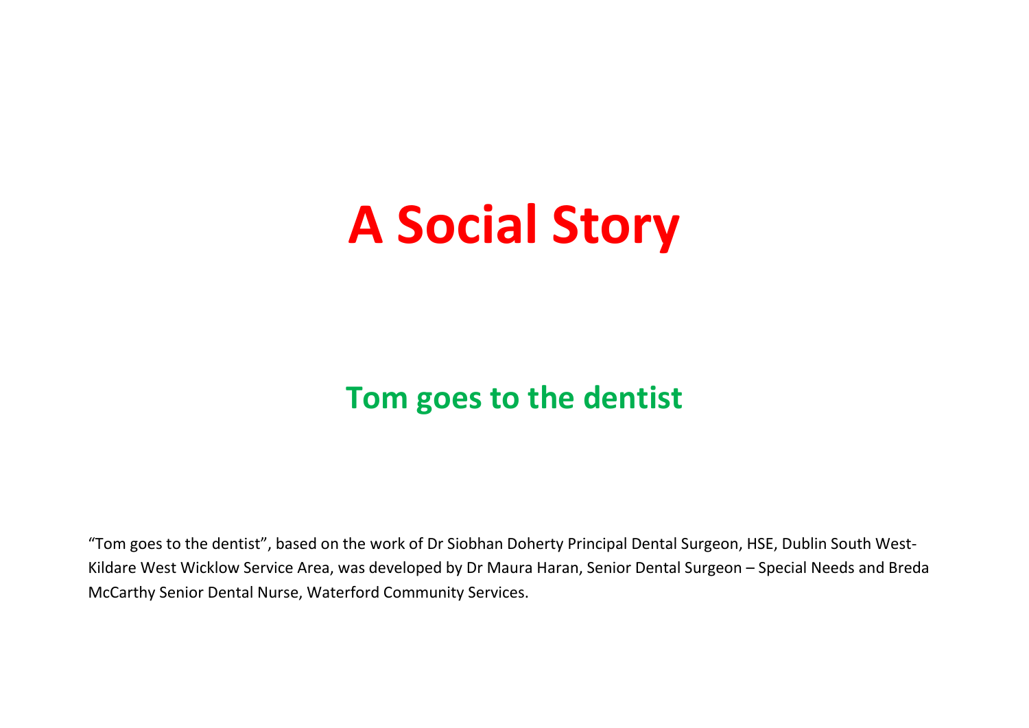# A Social Story

## Tom goes to the dentist

"Tom goes to the dentist", based on the work of Dr Siobhan Doherty Principal Dental Surgeon, HSE, Dublin South West-Kildare West Wicklow Service Area, was developed by Dr Maura Haran, Senior Dental Surgeon – Special Needs and Breda McCarthy Senior Dental Nurse, Waterford Community Services.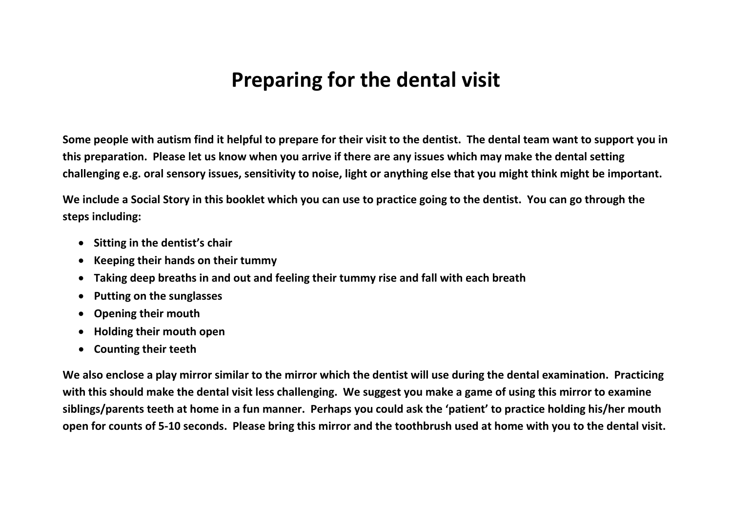# Preparing for the dental visit

**Some people with autism find it helpful to prepare for their visit to the dentist.  The dental team want to support you in this preparation.  Please let us know when you arrive if there are any issues which may make the dental setting challenging e.g. oral sensory issues, sensitivity to noise, light or anything else that you might think might be important.**

**We include a Social Story in this booklet which you can use to practice going to the dentist.  You can go through the steps including:**

- **Sitting in the dentist's chair**
- **Keeping their hands on their tummy**
- **Taking deep breaths in and out and feeling their tummy rise and fall with each breath**
- **Putting on the sunglasses**
- **Opening their mouth**
- **Holding their mouth open**
- **Counting their teeth**

**We also enclose a play mirror similar to the mirror which the dentist will use during the dental examination.  Practicing with this should make the dental visit less challenging.  We suggest you make a game of using this mirror to examine siblings/parents teeth at home in a fun manner.  Perhaps you could ask the 'patient' to practice holding his/her mouth open for counts of 5-10 seconds.  Please bring this mirror and the toothbrush used at home with you to the dental visit.**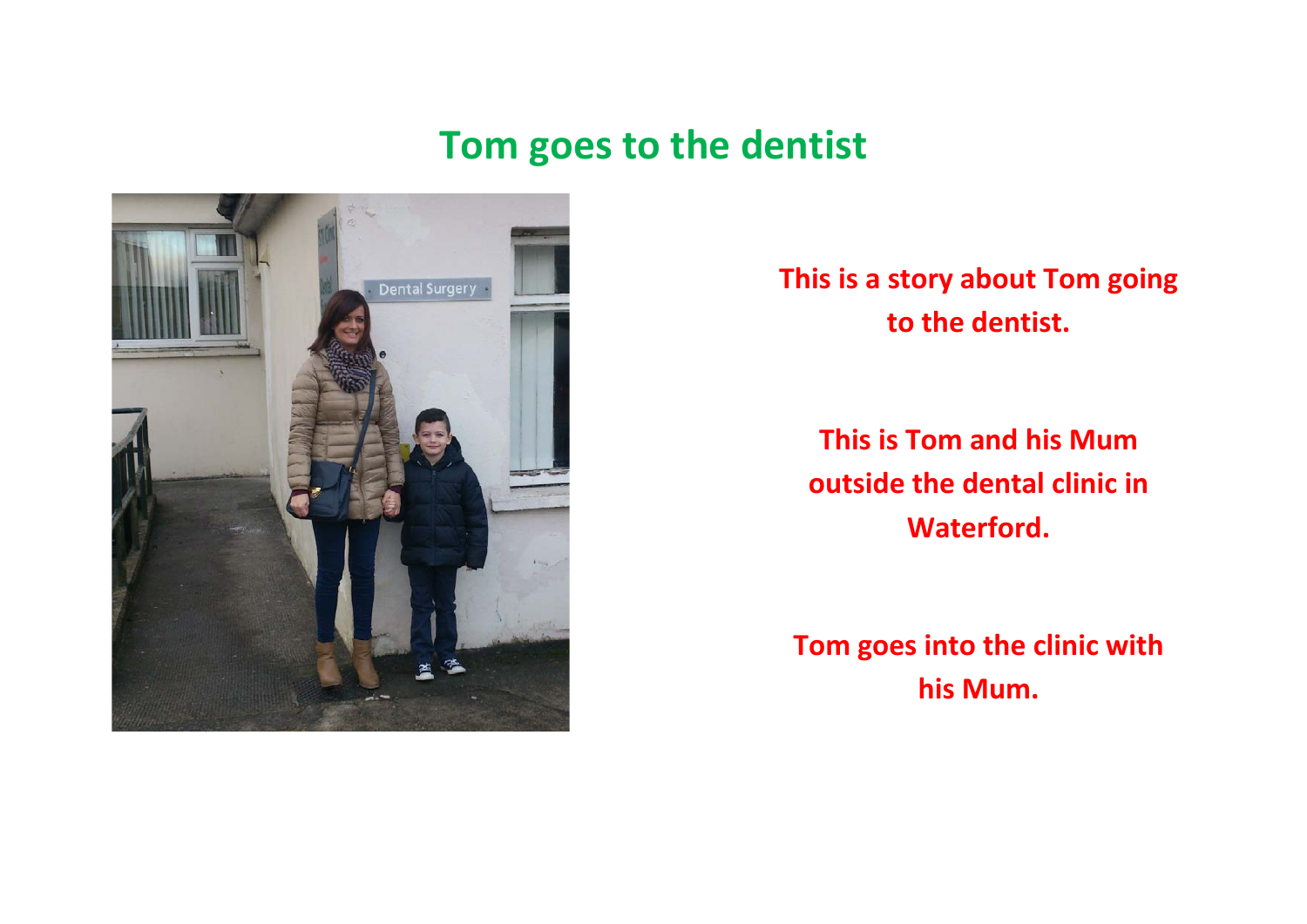# Tom goes to the dentist

This is a story about Tom going to the dentist.

This is Tom and his Mum outside the dental clinic in Waterford.

Tom goes into the clinic with his Mum.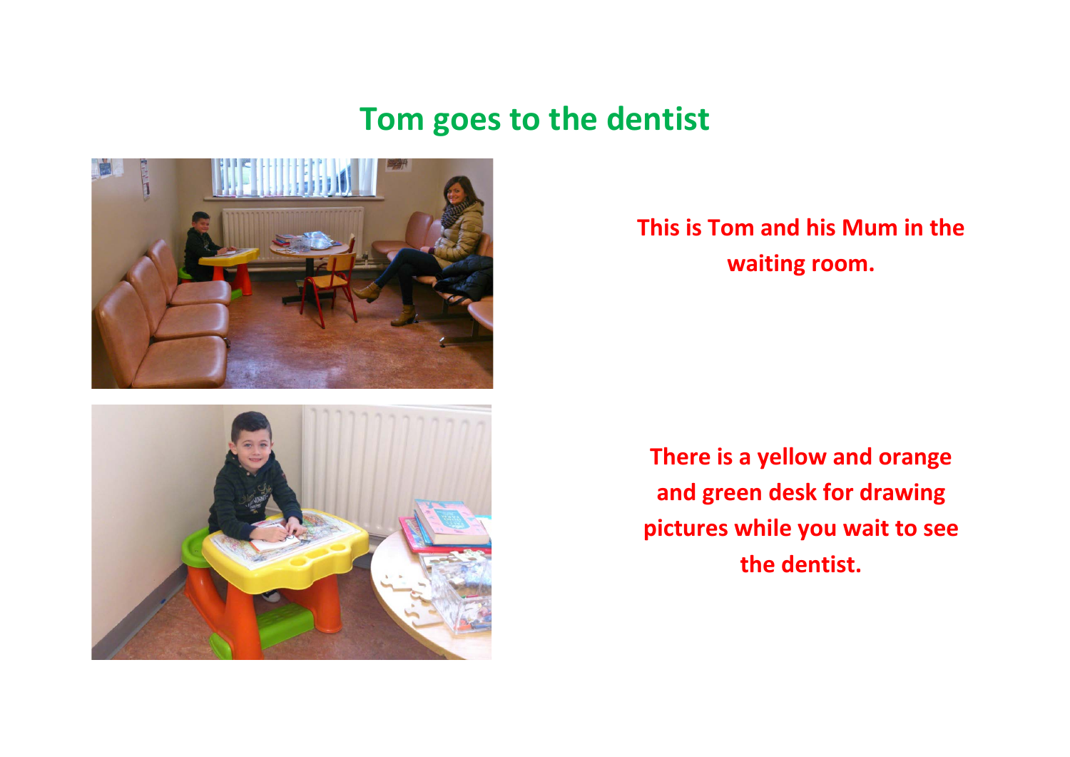# Tom goes to the dentist

**This is Tom and his Mum in the waiting room.**

**There is a yellow and orange and green desk for drawing pictures while you wait to see the dentist.**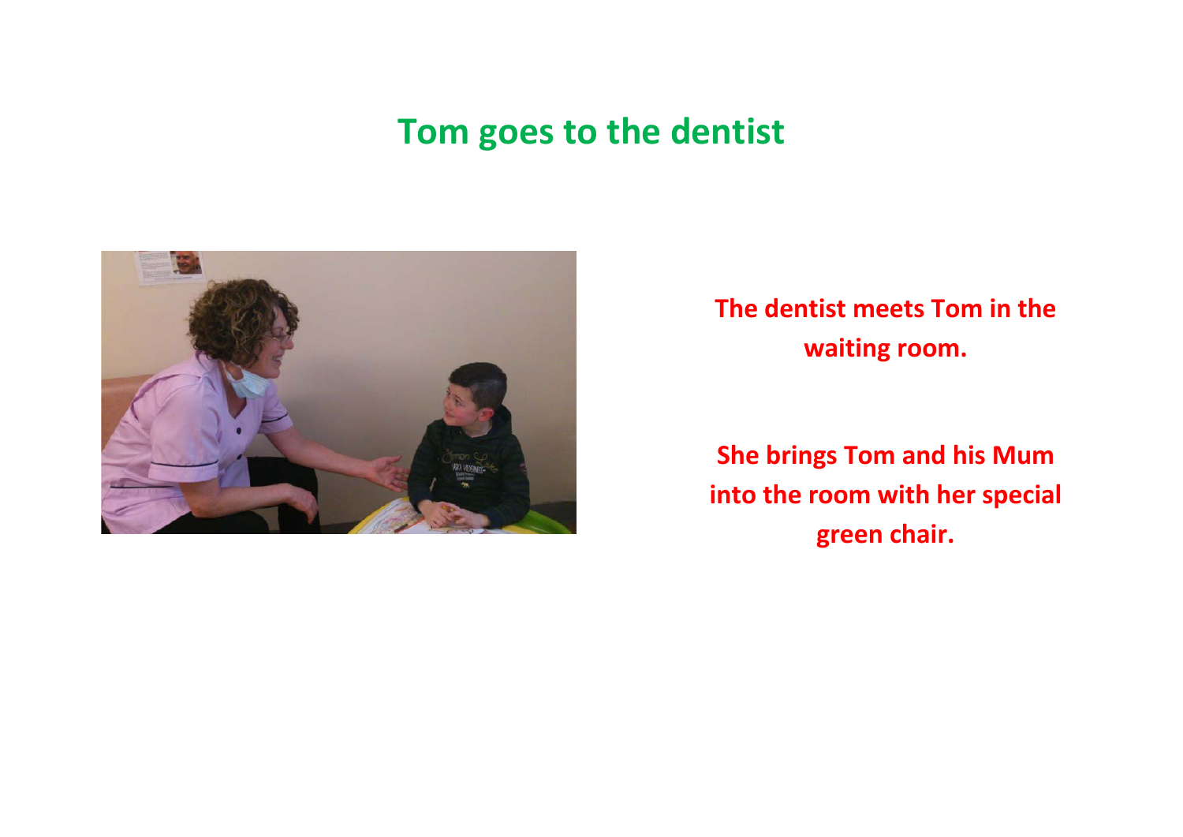# Tom goes to the dentist

**The dentist meets Tom in the waiting room.**

**She brings Tom and his Mum into the room with her special green chair.**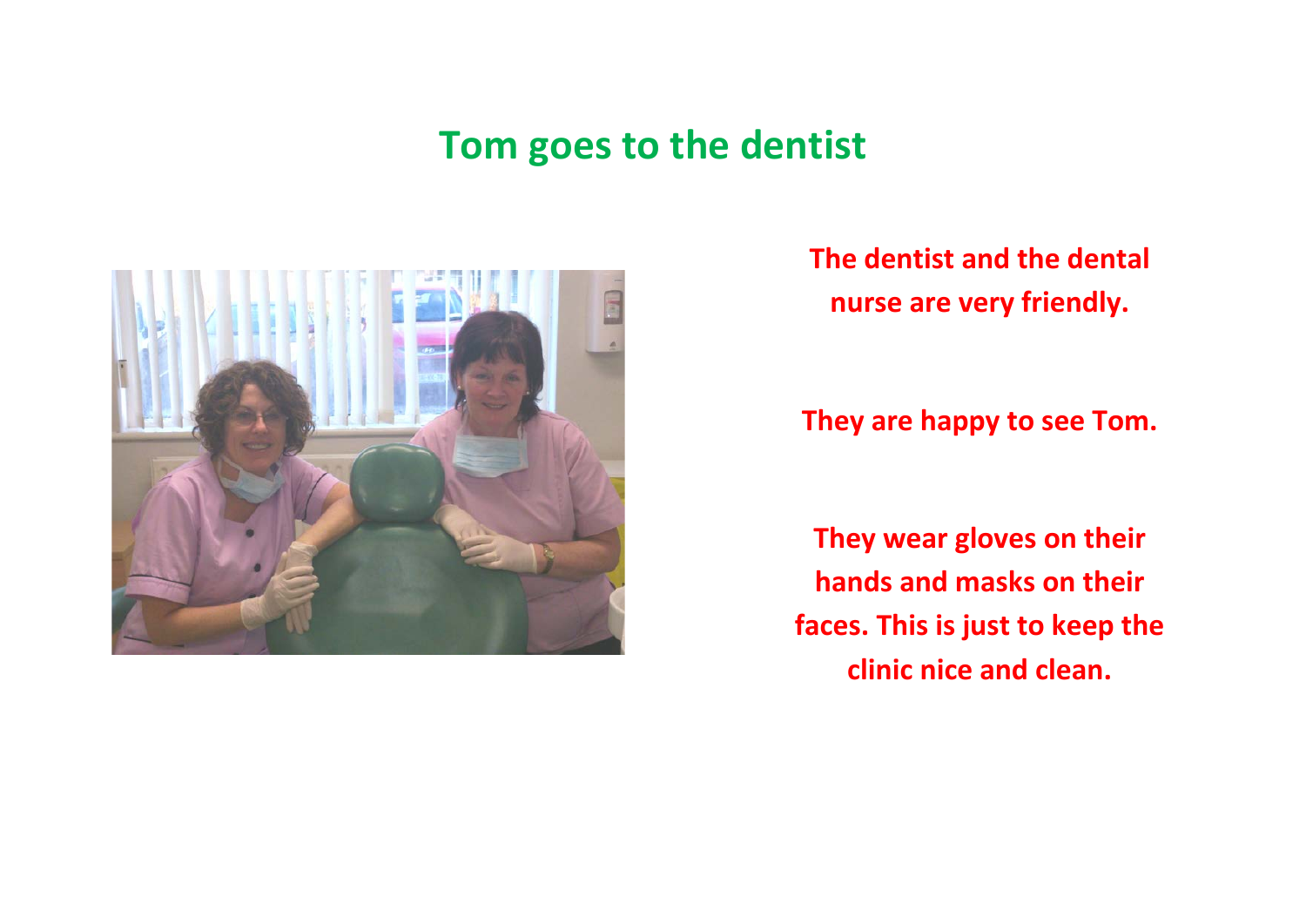# Tom goes to the dentist

**The dentist and the dental nurse are very friendly.**

**They are happy to see Tom.**

**They wear gloves on their hands and masks on their faces. This is just to keep the clinic nice and clean.**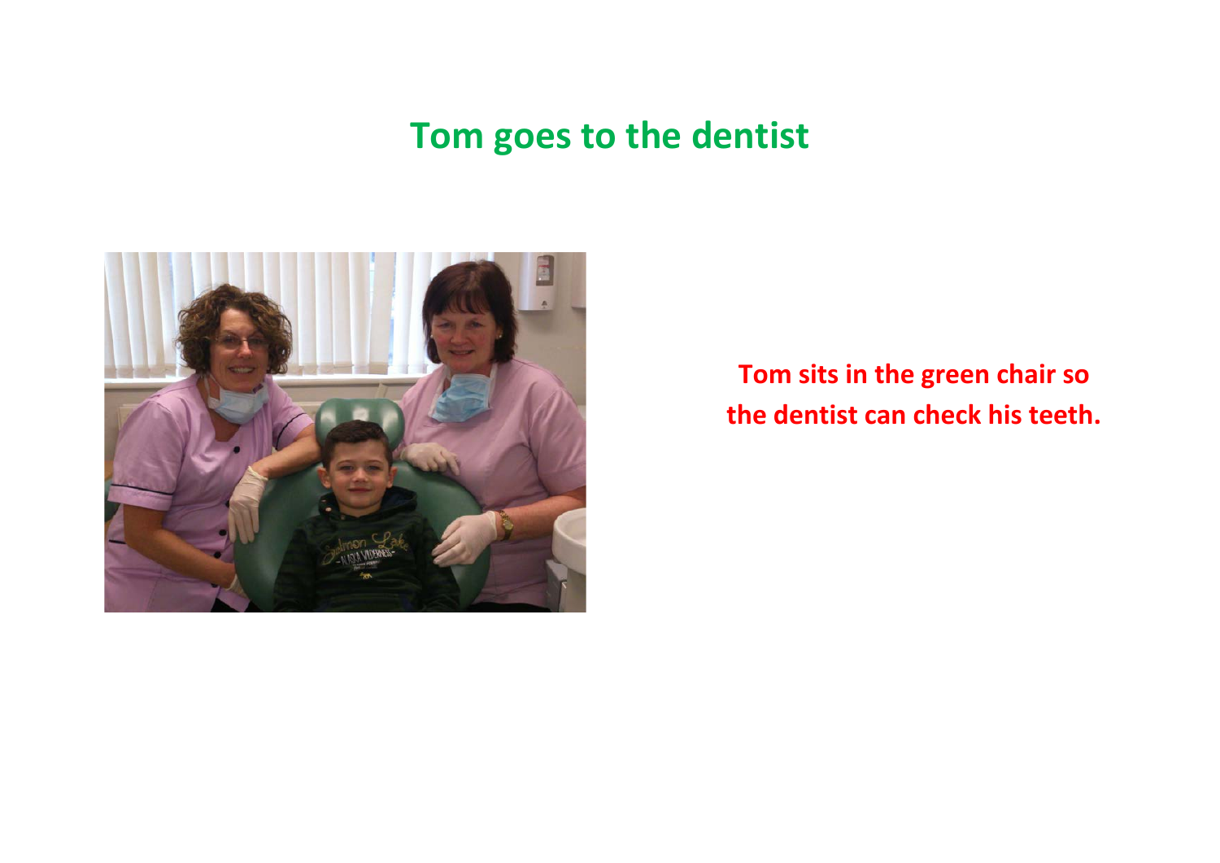# Tom goes to the dentist

Tom sits in the green chair so the dentist can check his teeth.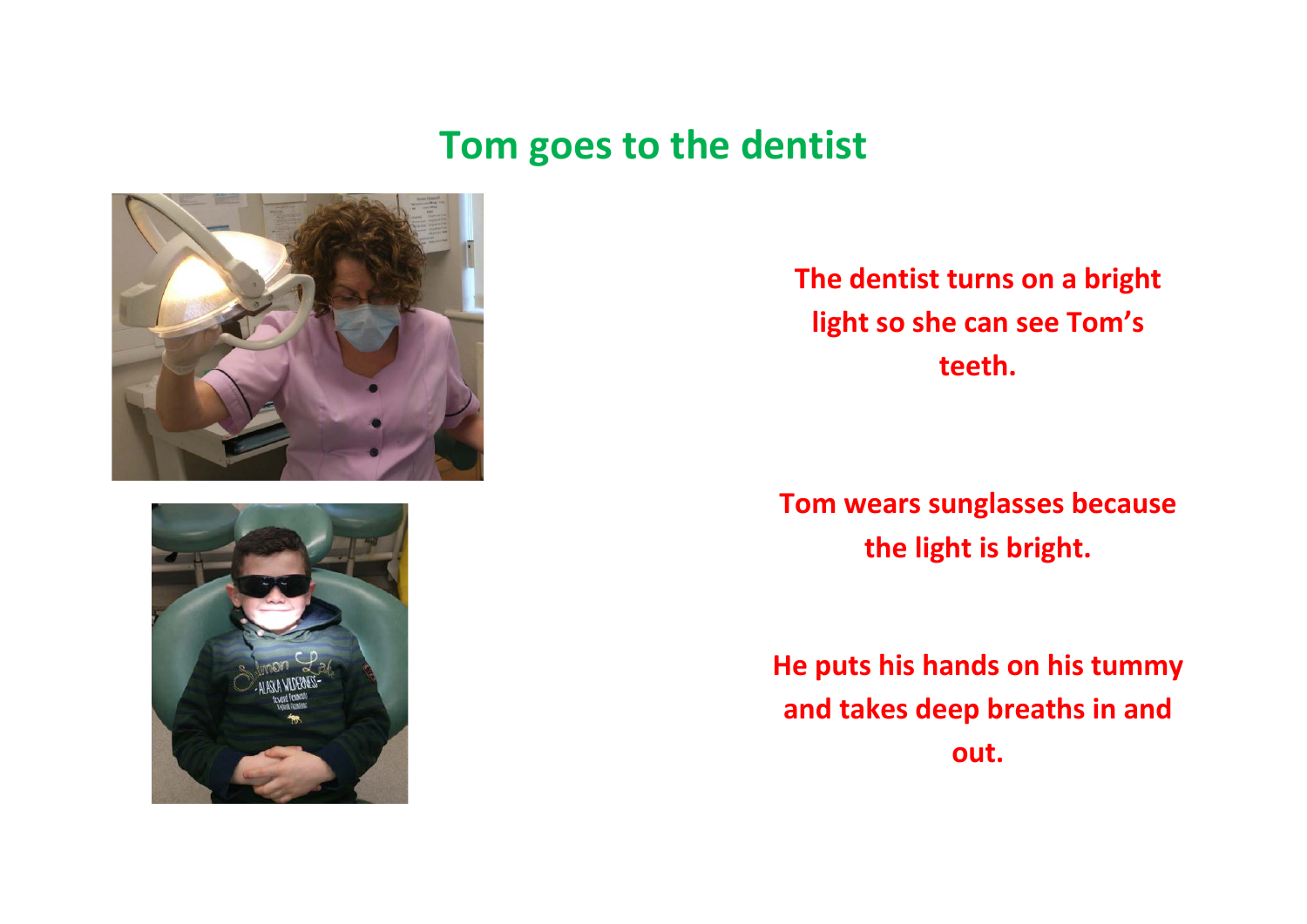# Tom goes to the dentist

**The dentist turns on a bright light so she can see Tom's teeth.**

**Tom wears sunglasses because the light is bright.**

**He puts his hands on his tummy and takes deep breaths in and out.**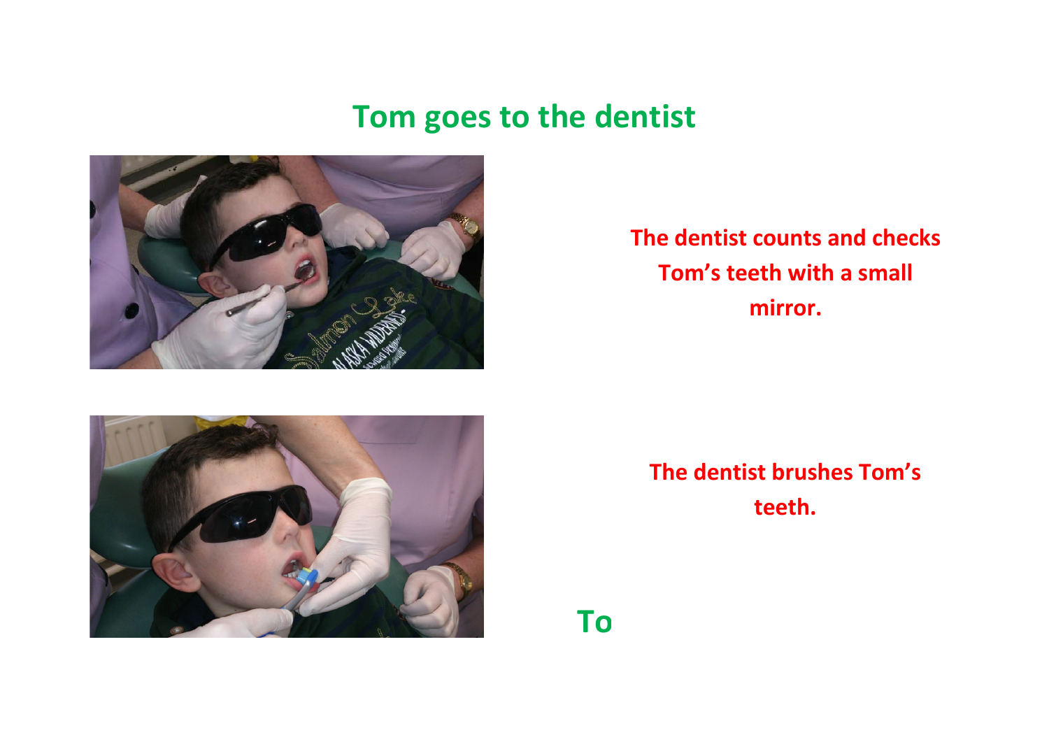# Tom goes to the dentist

**The dentist counts and checks Tom's teeth with a small mirror.**

**The dentist brushes Tom's teeth.**

**To**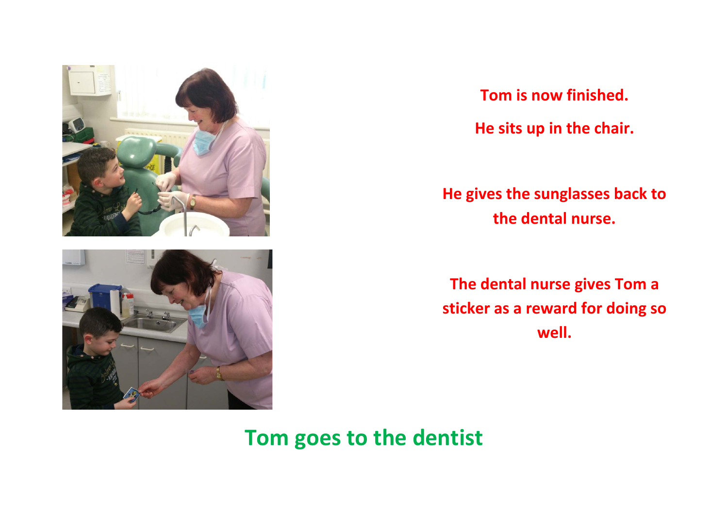Tom is now finished.

He sits up in the chair.

He gives the sunglasses back to the dental nurse.

The dental nurse gives Tom a sticker as a reward for doing so well.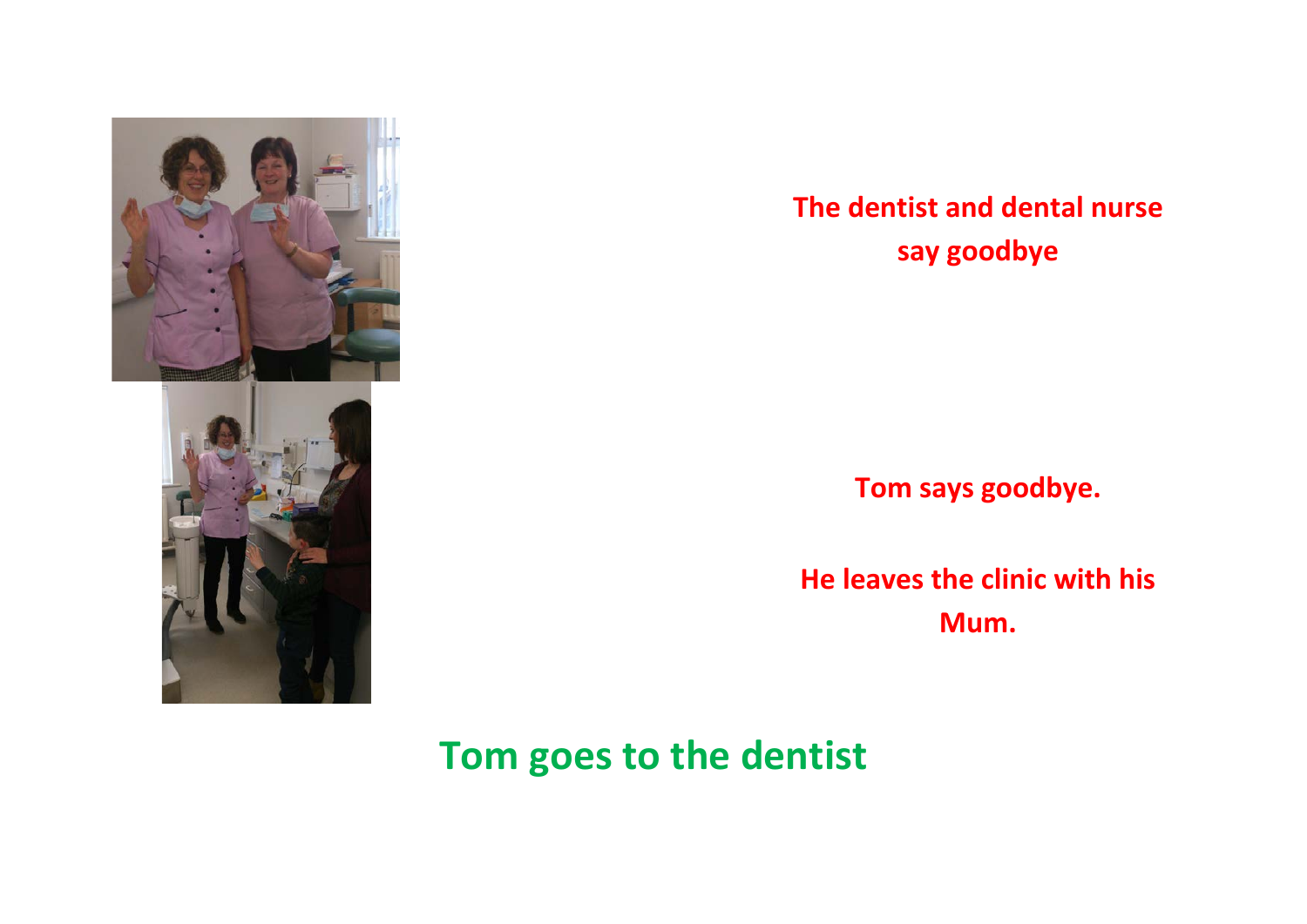The dentist and dental nurse say goodbye

Tom says goodbye.

He leaves the clinic with his Mum.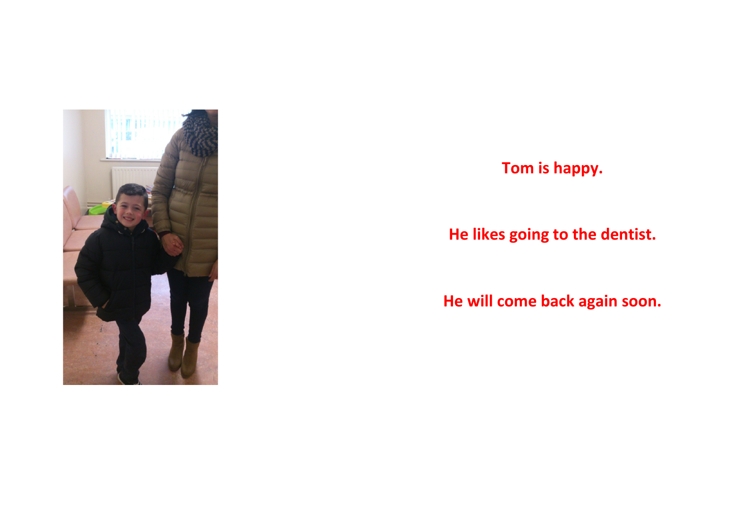**Tom is happy.**

**He likes going to the dentist.**

**He will come back again soon.**